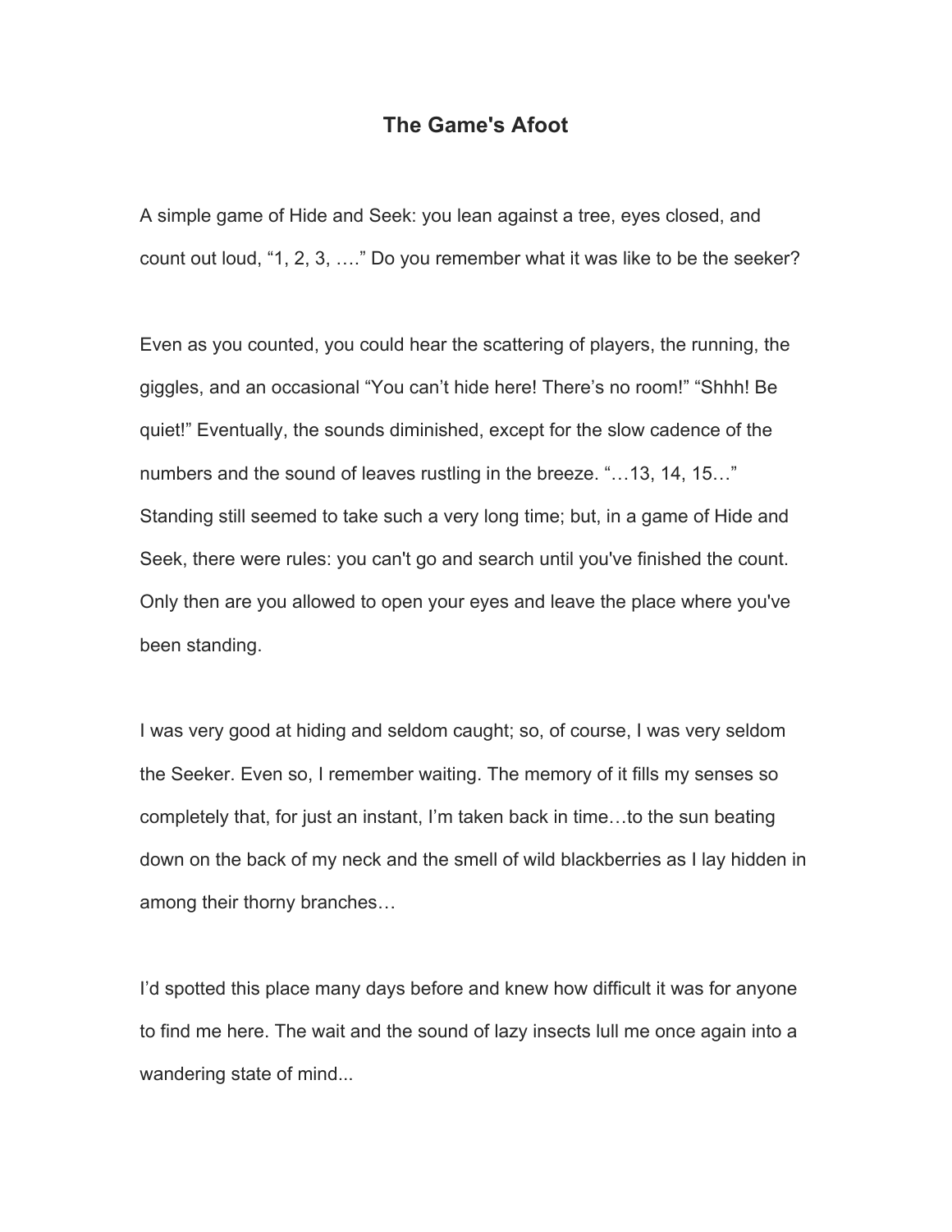# The Game's Afoot

A simple game of Hide and Seek: you lean against a tree, eyes closed, and count out loud, “1, 2, 3, ….” Do you remember what it was like to be the seeker?

Even as you counted, you could hear the scattering of players, the running, the giggles, and an occasional “You can’t hide here! There’s no room!” “Shhh! Be quiet!” Eventually, the sounds diminished, except for the slow cadence of the numbers and the sound of leaves rustling in the breeze. “…13, 14, 15…” Standing still seemed to take such a very long time; but, in a game of Hide and Seek, there were rules: you can't go and search until you've finished the count. Only then are you allowed to open your eyes and leave the place where you've been standing.

I was very good at hiding and seldom caught; so, of course, I was very seldom the Seeker. Even so, I remember waiting. The memory of it fills my senses so completely that, for just an instant, I’m taken back in time…to the sun beating down on the back of my neck and the smell of wild blackberries as I lay hidden in among their thorny branches…

I’d spotted this place many days before and knew how difficult it was for anyone to find me here. The wait and the sound of lazy insects lull me once again into a wandering state of mind...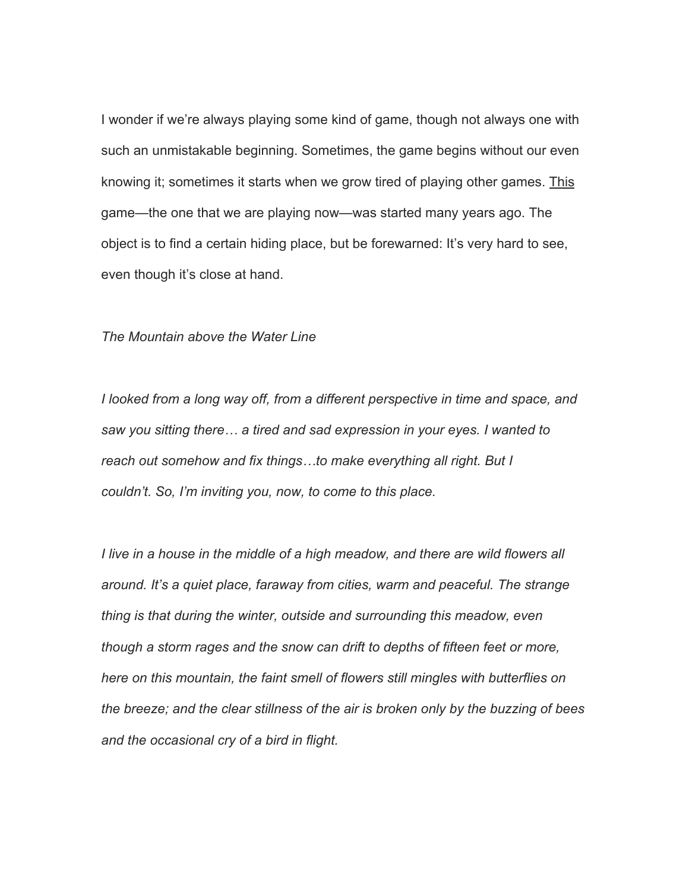I wonder if we're always playing some kind of game, though not always one with such an unmistakable beginning. Sometimes, the game begins without our even knowing it; sometimes it starts when we grow tired of playing other games. <u>This</u> game—the one that we are playing now—was started many years ago. The object is to find a certain hiding place, but be forewarned: It's very hard to see, even though it's close at hand.

*The Mountain above the Water Line*

*I looked from a long way off, from a different perspective in time and space, and saw you sitting there… a tired and sad expression in your eyes. I wanted to reach out somehow and fix things…to make everything all right. But I couldn't. So, I'm inviting you, now, to come to this place.*

*I live in a house in the middle of a high meadow, and there are wild flowers all around. It's a quiet place, faraway from cities, warm and peaceful. The strange thing is that during the winter, outside and surrounding this meadow, even though a storm rages and the snow can drift to depths of fifteen feet or more, here on this mountain, the faint smell of flowers still mingles with butterflies on the breeze; and the clear stillness of the air is broken only by the buzzing of bees and the occasional cry of a bird in flight.*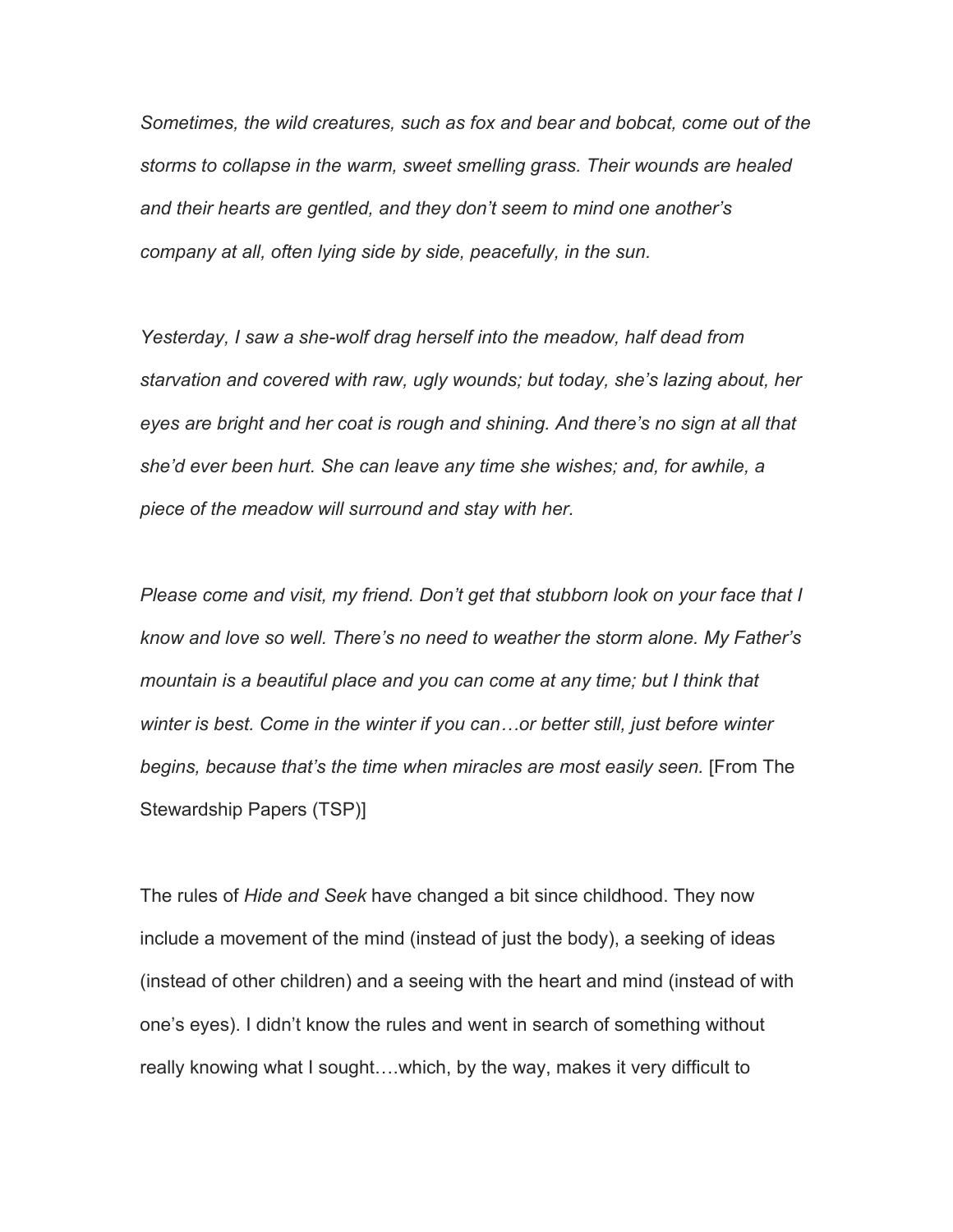*Sometimes, the wild creatures, such as fox and bear and bobcat, come out of the storms to collapse in the warm, sweet smelling grass. Their wounds are healed and their hearts are gentled, and they don't seem to mind one another's company at all, often lying side by side, peacefully, in the sun.*

*Yesterday, I saw a she-wolf drag herself into the meadow, half dead from starvation and covered with raw, ugly wounds; but today, she's lazing about, her eyes are bright and her coat is rough and shining. And there's no sign at all that she'd ever been hurt. She can leave any time she wishes; and, for awhile, a piece of the meadow will surround and stay with her.*

*Please come and visit, my friend. Don't get that stubborn look on your face that I know and love so well. There's no need to weather the storm alone. My Father's mountain is a beautiful place and you can come at any time; but I think that winter is best. Come in the winter if you can…or better still, just before winter begins, because that's the time when miracles are most easily seen.* [From The Stewardship Papers (TSP)]

The rules of *Hide and Seek* have changed a bit since childhood. They now include a movement of the mind (instead of just the body), a seeking of ideas (instead of other children) and a seeing with the heart and mind (instead of with one's eyes). I didn't know the rules and went in search of something without really knowing what I sought….which, by the way, makes it very difficult to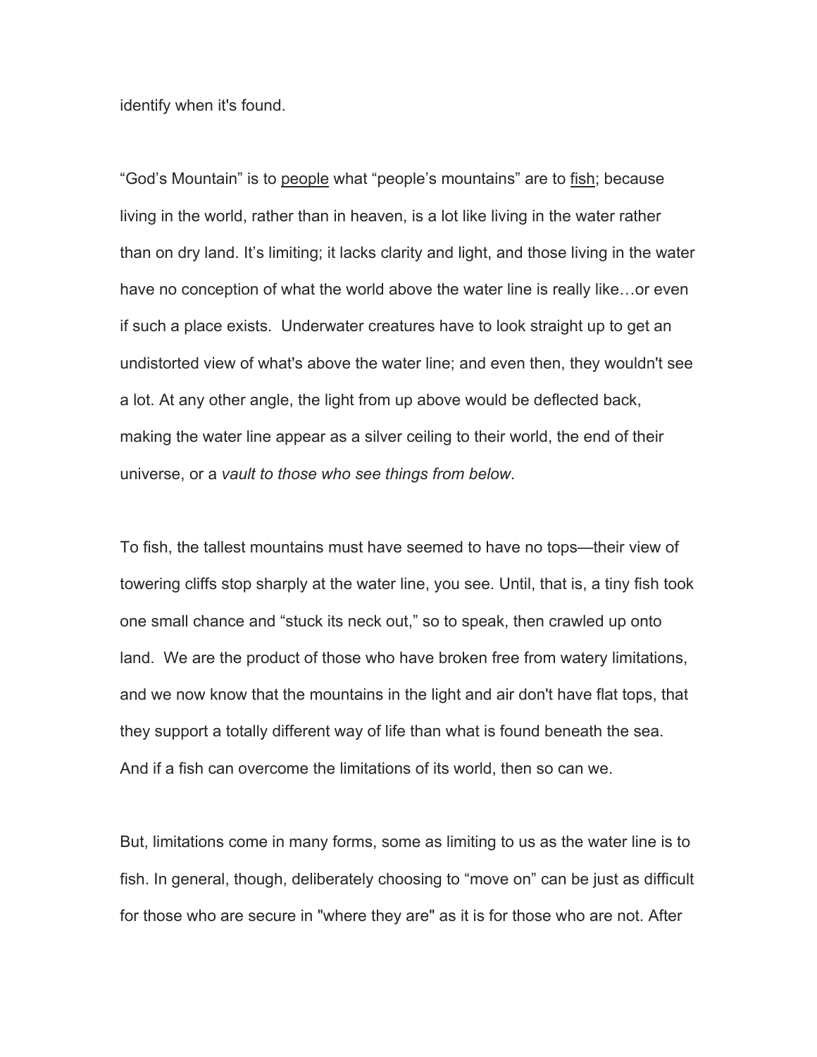identify when it's found.

“God’s Mountain” is to <u>people</u> what “people’s mountains” are to <u>fish</u>; because living in the world, rather than in heaven, is a lot like living in the water rather than on dry land. It’s limiting; it lacks clarity and light, and those living in the water have no conception of what the world above the water line is really like…or even if such a place exists.  Underwater creatures have to look straight up to get an undistorted view of what's above the water line; and even then, they wouldn't see a lot. At any other angle, the light from up above would be deflected back, making the water line appear as a silver ceiling to their world, the end of their universe, or a *vault to those who see things from below*.

To fish, the tallest mountains must have seemed to have no tops—their view of towering cliffs stop sharply at the water line, you see. Until, that is, a tiny fish took one small chance and “stuck its neck out,” so to speak, then crawled up onto land.  We are the product of those who have broken free from watery limitations, and we now know that the mountains in the light and air don't have flat tops, that they support a totally different way of life than what is found beneath the sea. And if a fish can overcome the limitations of its world, then so can we.

But, limitations come in many forms, some as limiting to us as the water line is to fish. In general, though, deliberately choosing to “move on” can be just as difficult for those who are secure in "where they are" as it is for those who are not. After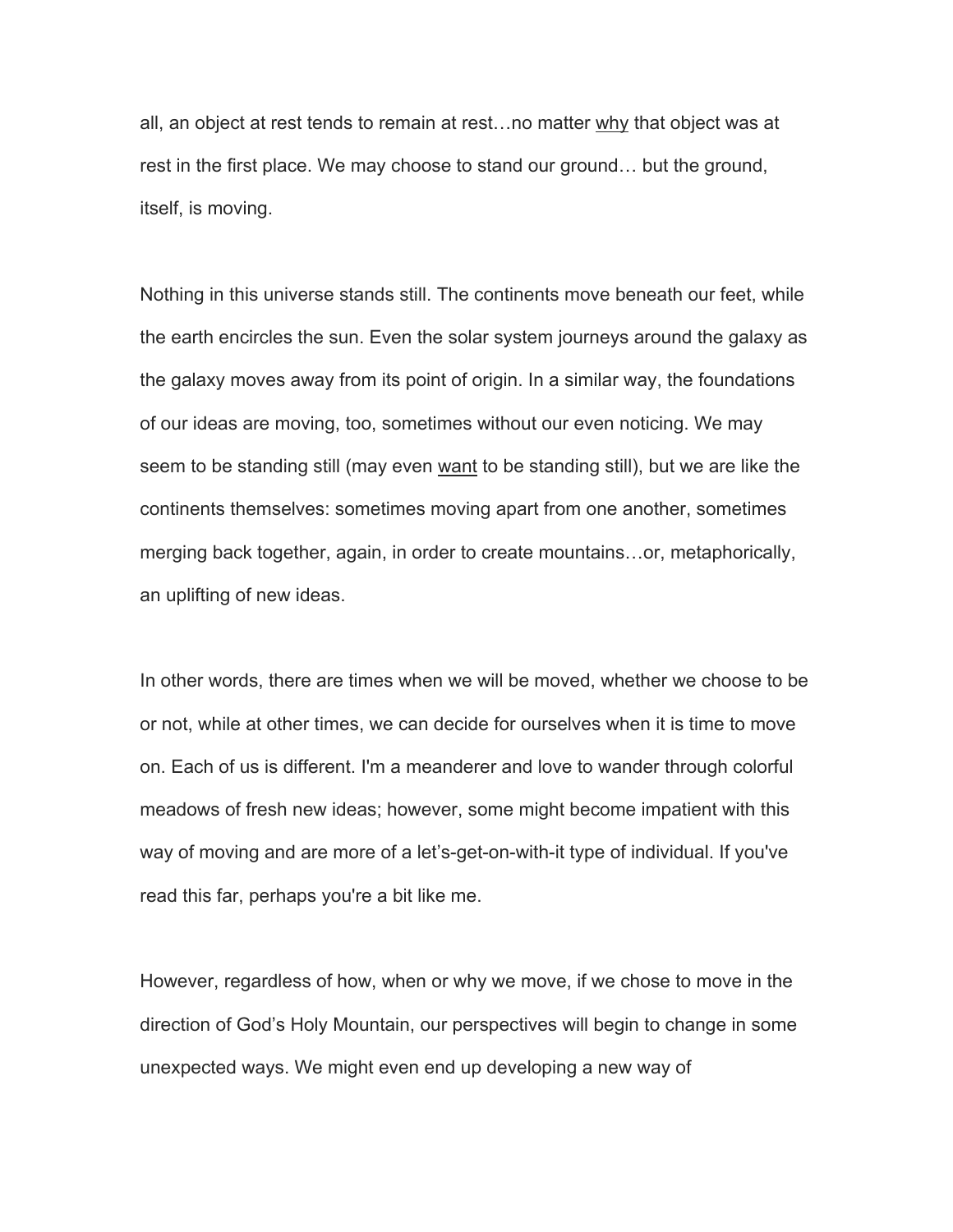all, an object at rest tends to remain at rest…no matter <u>why</u> that object was at rest in the first place. We may choose to stand our ground… but the ground, itself, is moving.

Nothing in this universe stands still. The continents move beneath our feet, while the earth encircles the sun. Even the solar system journeys around the galaxy as the galaxy moves away from its point of origin. In a similar way, the foundations of our ideas are moving, too, sometimes without our even noticing. We may seem to be standing still (may even <u>want</u> to be standing still), but we are like the continents themselves: sometimes moving apart from one another, sometimes merging back together, again, in order to create mountains…or, metaphorically, an uplifting of new ideas.

In other words, there are times when we will be moved, whether we choose to be or not, while at other times, we can decide for ourselves when it is time to move on. Each of us is different. I'm a meanderer and love to wander through colorful meadows of fresh new ideas; however, some might become impatient with this way of moving and are more of a let's-get-on-with-it type of individual. If you've read this far, perhaps you're a bit like me.

However, regardless of how, when or why we move, if we chose to move in the direction of God's Holy Mountain, our perspectives will begin to change in some unexpected ways. We might even end up developing a new way of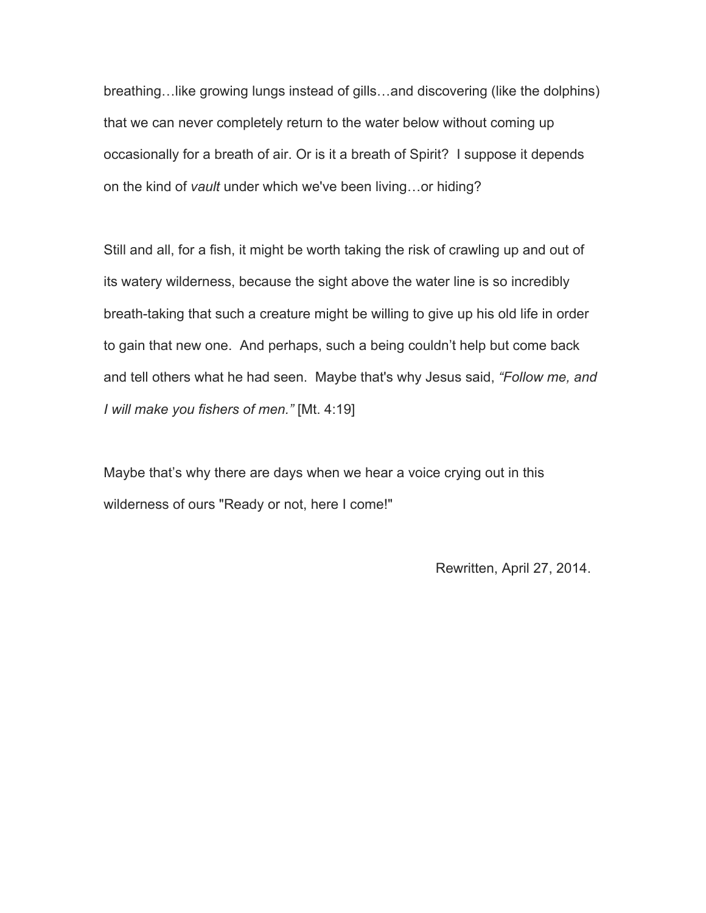breathing…like growing lungs instead of gills…and discovering (like the dolphins) that we can never completely return to the water below without coming up occasionally for a breath of air. Or is it a breath of Spirit? I suppose it depends on the kind of *vault* under which we've been living…or hiding?

Still and all, for a fish, it might be worth taking the risk of crawling up and out of its watery wilderness, because the sight above the water line is so incredibly breath-taking that such a creature might be willing to give up his old life in order to gain that new one. And perhaps, such a being couldn't help but come back and tell others what he had seen. Maybe that's why Jesus said, *"Follow me, and I will make you fishers of men."* [Mt. 4:19]

Maybe that's why there are days when we hear a voice crying out in this wilderness of ours "Ready or not, here I come!"

Rewritten, April 27, 2014.